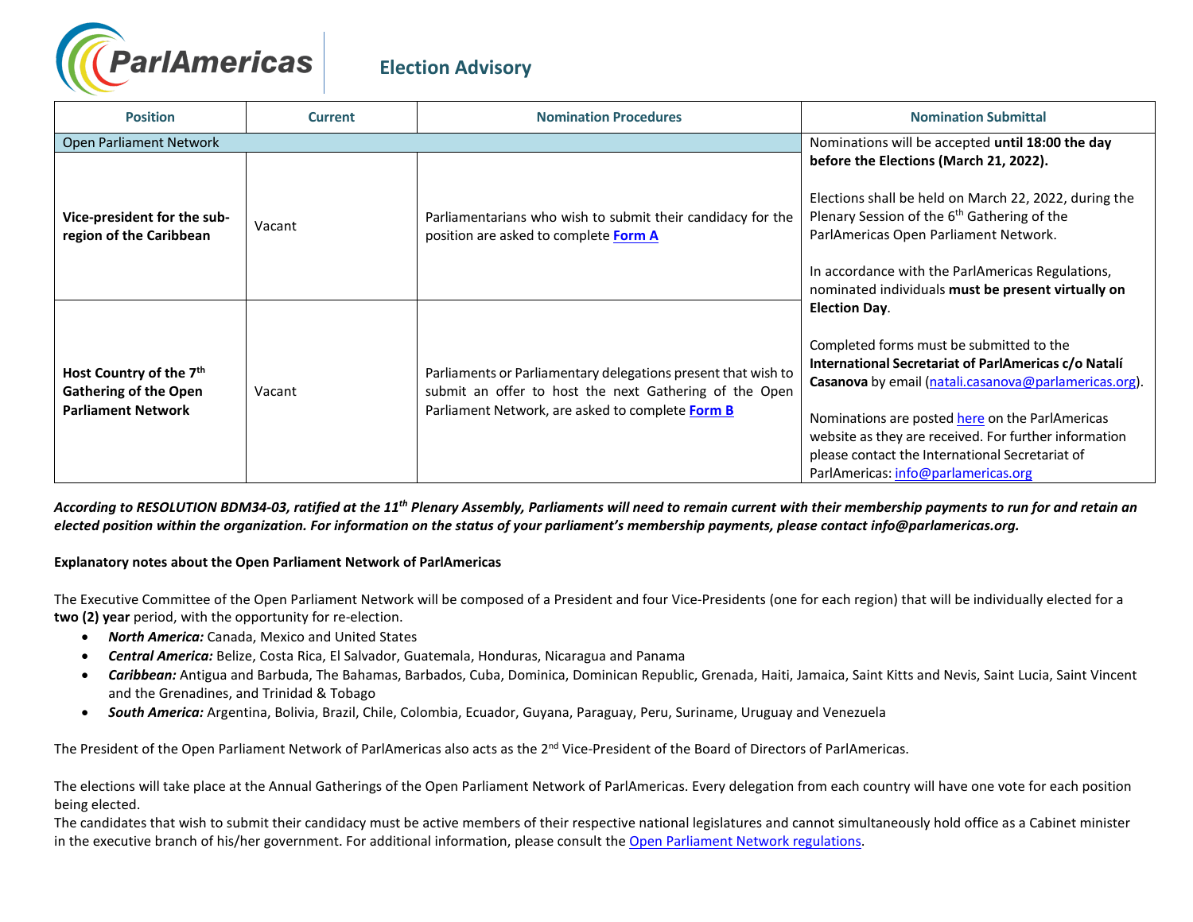# ParlAmericas Election Advisory

| Position | Current | Nomination Procedures | Nomination Submittal |
|---|---|---|---|
| Open Parliament Network | | | Nominations will be accepted **until 18:00 the day before the Elections (March 21, 2022).**<br><br>Elections shall be held on March 22, 2022, during the Plenary Session of the 6th Gathering of the ParlAmericas Open Parliament Network.<br><br>In accordance with the ParlAmericas Regulations, nominated individuals **must be present virtually on Election Day**.<br><br>Completed forms must be submitted to the **International Secretariat of ParlAmericas c/o Natalí Casanova** by email (natali.casanova@parlamericas.org).<br><br>Nominations are posted here on the ParlAmericas website as they are received. For further information please contact the International Secretariat of ParlAmericas: info@parlamericas.org |
| **Vice-president for the sub-region of the Caribbean** | Vacant | Parliamentarians who wish to submit their candidacy for the position are asked to complete **Form A** | |
| **Host Country of the 7th Gathering of the Open Parliament Network** | Vacant | Parliaments or Parliamentary delegations present that wish to submit an offer to host the next Gathering of the Open Parliament Network, are asked to complete **Form B** | |

***According to RESOLUTION BDM34-03, ratified at the 11th Plenary Assembly, Parliaments will need to remain current with their membership payments to run for and retain an elected position within the organization. For information on the status of your parliament's membership payments, please contact info@parlamericas.org.***

**Explanatory notes about the Open Parliament Network of ParlAmericas**

The Executive Committee of the Open Parliament Network will be composed of a President and four Vice-Presidents (one for each region) that will be individually elected for a **two (2) year** period, with the opportunity for re-election.

- ***North America:*** Canada, Mexico and United States
- ***Central America:*** Belize, Costa Rica, El Salvador, Guatemala, Honduras, Nicaragua and Panama
- ***Caribbean:*** Antigua and Barbuda, The Bahamas, Barbados, Cuba, Dominica, Dominican Republic, Grenada, Haiti, Jamaica, Saint Kitts and Nevis, Saint Lucia, Saint Vincent and the Grenadines, and Trinidad & Tobago
- ***South America:*** Argentina, Bolivia, Brazil, Chile, Colombia, Ecuador, Guyana, Paraguay, Peru, Suriname, Uruguay and Venezuela

The President of the Open Parliament Network of ParlAmericas also acts as the 2nd Vice-President of the Board of Directors of ParlAmericas.

The elections will take place at the Annual Gatherings of the Open Parliament Network of ParlAmericas. Every delegation from each country will have one vote for each position being elected.

The candidates that wish to submit their candidacy must be active members of their respective national legislatures and cannot simultaneously hold office as a Cabinet minister in the executive branch of his/her government. For additional information, please consult the Open Parliament Network regulations.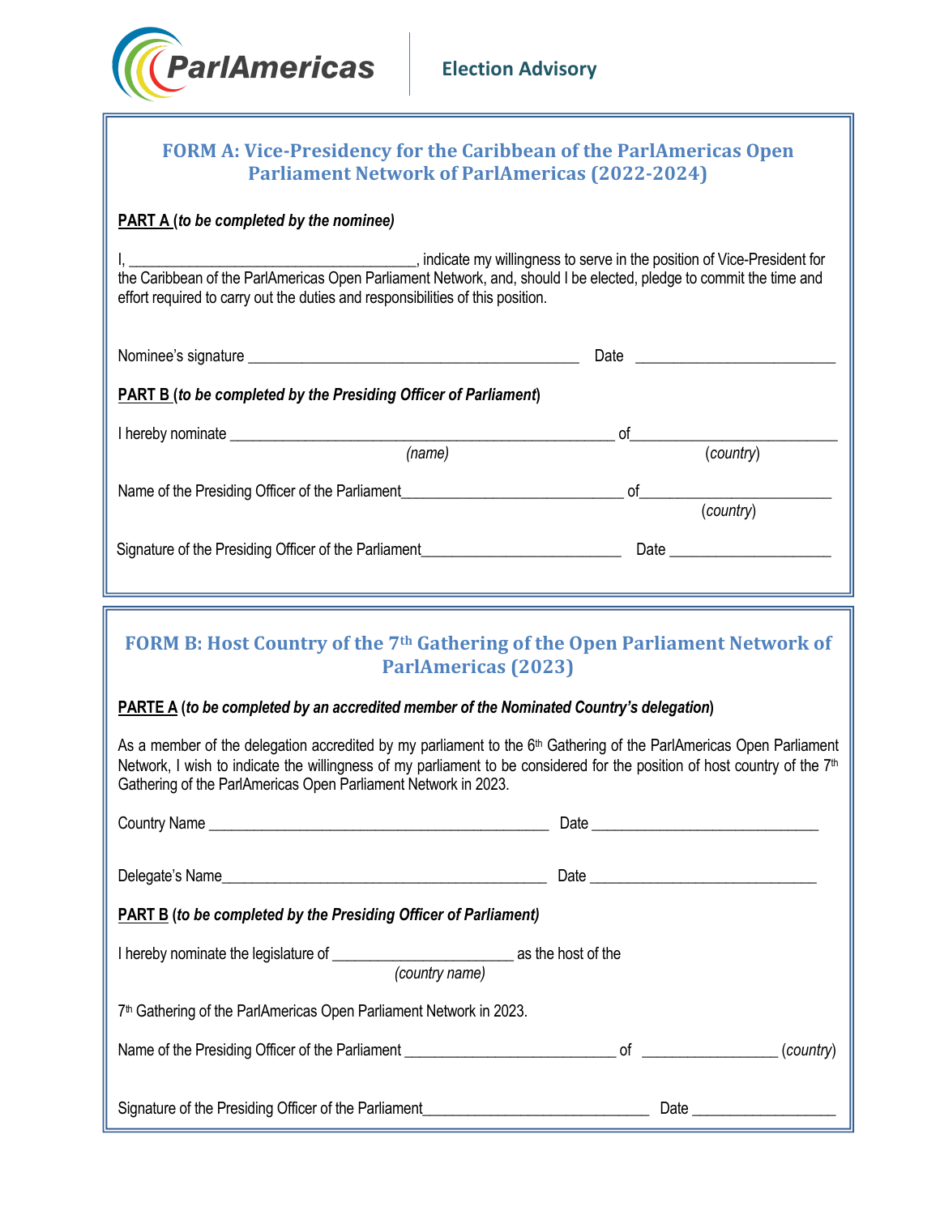ParlAmericas | Election Advisory

## FORM A: Vice-Presidency for the Caribbean of the ParlAmericas Open Parliament Network of ParlAmericas (2022-2024)

**PART A** (***to be completed by the nominee)***

I, ____________________________________, indicate my willingness to serve in the position of Vice-President for the Caribbean of the ParlAmericas Open Parliament Network, and, should I be elected, pledge to commit the time and effort required to carry out the duties and responsibilities of this position.

Nominee's signature __________________________________________ Date _________________________

**PART B** (***to be completed by the Presiding Officer of Parliament***)

I hereby nominate _________________________________________________ of__________________________
*(name)* (*country*)

Name of the Presiding Officer of the Parliament____________________________ of________________________
(*country*)

Signature of the Presiding Officer of the Parliament_________________________ Date _____________________

## FORM B: Host Country of the 7th Gathering of the Open Parliament Network of ParlAmericas (2023)

**PARTE A** (***to be completed by an accredited member of the Nominated Country's delegation***)

As a member of the delegation accredited by my parliament to the 6th Gathering of the ParlAmericas Open Parliament Network, I wish to indicate the willingness of my parliament to be considered for the position of host country of the 7th Gathering of the ParlAmericas Open Parliament Network in 2023.

Country Name ____________________________________________ Date _____________________________

Delegate's Name___________________________________________ Date _____________________________

**PART B** (***to be completed by the Presiding Officer of Parliament)***

I hereby nominate the legislature of _______________________ as the host of the
*(country name)*

7th Gathering of the ParlAmericas Open Parliament Network in 2023.

Name of the Presiding Officer of the Parliament ___________________________ of _________________ (*country*)

Signature of the Presiding Officer of the Parliament_____________________________ Date __________________